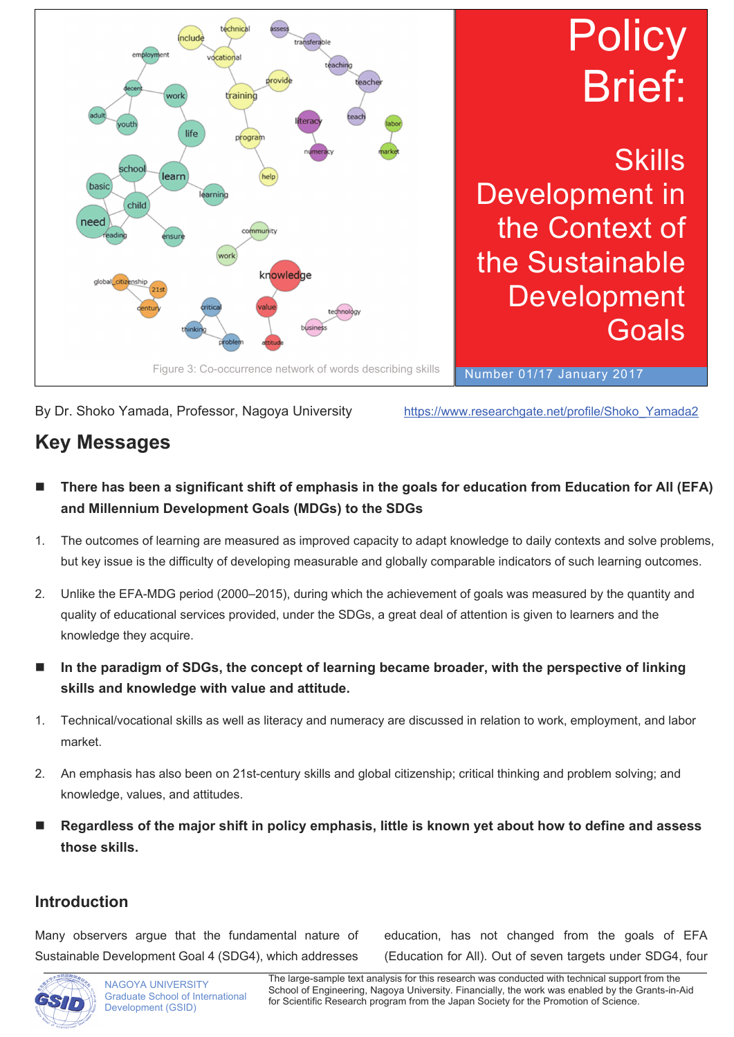Figure 3: Co-occurrence network of words describing skills

# Policy Brief:

## Skills Development in the Context of the Sustainable Development Goals

Number 01/17 January 2017

By Dr. Shoko Yamada, Professor, Nagoya University https://www.researchgate.net/profile/Shoko_Yamada2

## Key Messages

- **There has been a significant shift of emphasis in the goals for education from Education for All (EFA) and Millennium Development Goals (MDGs) to the SDGs**

1. The outcomes of learning are measured as improved capacity to adapt knowledge to daily contexts and solve problems, but key issue is the difficulty of developing measurable and globally comparable indicators of such learning outcomes.
2. Unlike the EFA-MDG period (2000–2015), during which the achievement of goals was measured by the quantity and quality of educational services provided, under the SDGs, a great deal of attention is given to learners and the knowledge they acquire.

- **In the paradigm of SDGs, the concept of learning became broader, with the perspective of linking skills and knowledge with value and attitude.**

1. Technical/vocational skills as well as literacy and numeracy are discussed in relation to work, employment, and labor market.
2. An emphasis has also been on 21st-century skills and global citizenship; critical thinking and problem solving; and knowledge, values, and attitudes.

- **Regardless of the major shift in policy emphasis, little is known yet about how to define and assess those skills.**

## Introduction

Many observers argue that the fundamental nature of Sustainable Development Goal 4 (SDG4), which addresses education, has not changed from the goals of EFA (Education for All). Out of seven targets under SDG4, four

NAGOYA UNIVERSITY
Graduate School of International Development (GSID)

The large-sample text analysis for this research was conducted with technical support from the School of Engineering, Nagoya University. Financially, the work was enabled by the Grants-in-Aid for Scientific Research program from the Japan Society for the Promotion of Science.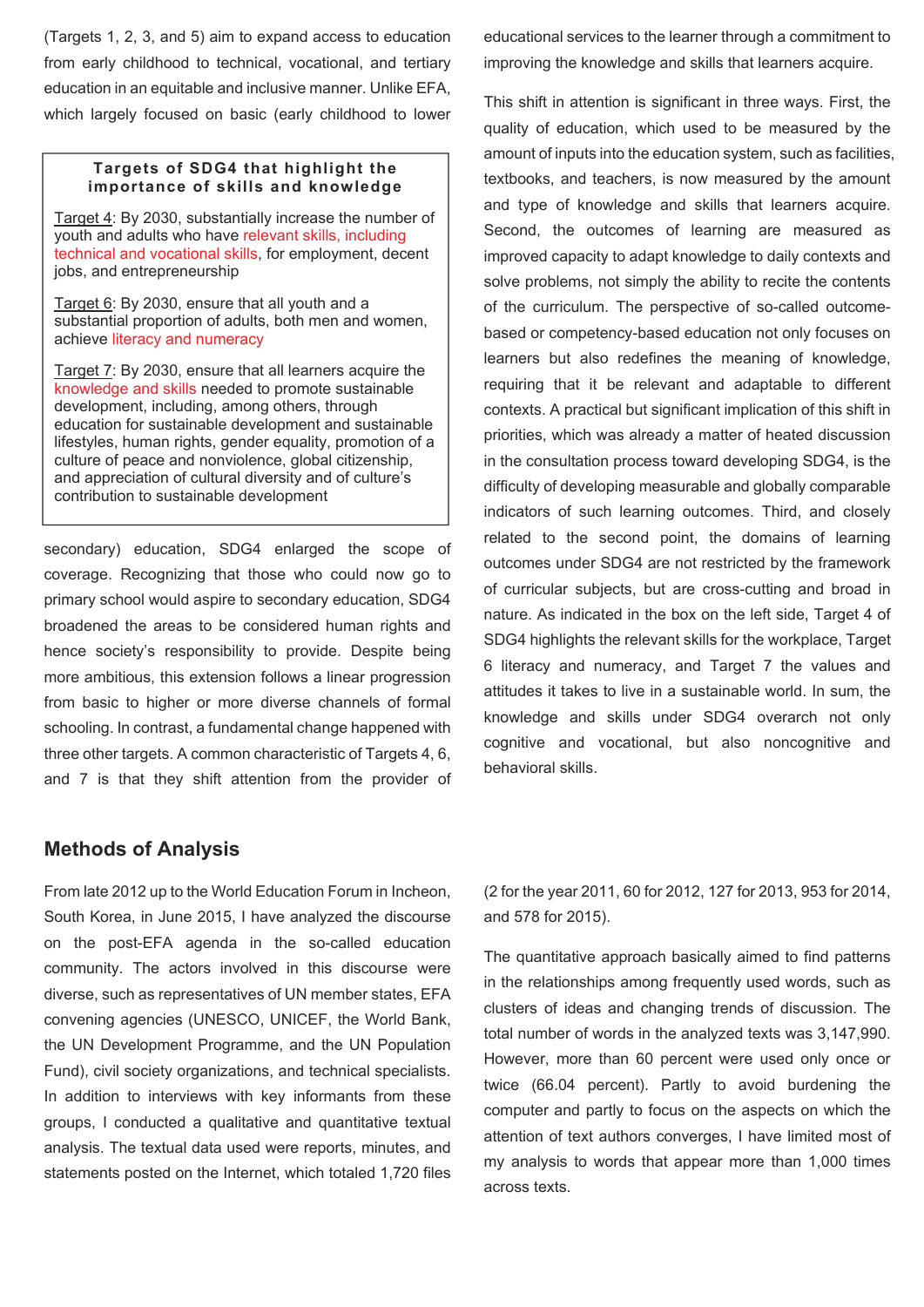(Targets 1, 2, 3, and 5) aim to expand access to education from early childhood to technical, vocational, and tertiary education in an equitable and inclusive manner. Unlike EFA, which largely focused on basic (early childhood to lower secondary) education, SDG4 enlarged the scope of coverage. Recognizing that those who could now go to primary school would aspire to secondary education, SDG4 broadened the areas to be considered human rights and hence society's responsibility to provide. Despite being more ambitious, this extension follows a linear progression from basic to higher or more diverse channels of formal schooling. In contrast, a fundamental change happened with three other targets. A common characteristic of Targets 4, 6, and 7 is that they shift attention from the provider of educational services to the learner through a commitment to improving the knowledge and skills that learners acquire.

> **Targets of SDG4 that highlight the importance of skills and knowledge**
>
> Target 4: By 2030, substantially increase the number of youth and adults who have relevant skills, including technical and vocational skills, for employment, decent jobs, and entrepreneurship
>
> Target 6: By 2030, ensure that all youth and a substantial proportion of adults, both men and women, achieve literacy and numeracy
>
> Target 7: By 2030, ensure that all learners acquire the knowledge and skills needed to promote sustainable development, including, among others, through education for sustainable development and sustainable lifestyles, human rights, gender equality, promotion of a culture of peace and nonviolence, global citizenship, and appreciation of cultural diversity and of culture's contribution to sustainable development

This shift in attention is significant in three ways. First, the quality of education, which used to be measured by the amount of inputs into the education system, such as facilities, textbooks, and teachers, is now measured by the amount and type of knowledge and skills that learners acquire. Second, the outcomes of learning are measured as improved capacity to adapt knowledge to daily contexts and solve problems, not simply the ability to recite the contents of the curriculum. The perspective of so-called outcome-based or competency-based education not only focuses on learners but also redefines the meaning of knowledge, requiring that it be relevant and adaptable to different contexts. A practical but significant implication of this shift in priorities, which was already a matter of heated discussion in the consultation process toward developing SDG4, is the difficulty of developing measurable and globally comparable indicators of such learning outcomes. Third, and closely related to the second point, the domains of learning outcomes under SDG4 are not restricted by the framework of curricular subjects, but are cross-cutting and broad in nature. As indicated in the box on the left side, Target 4 of SDG4 highlights the relevant skills for the workplace, Target 6 literacy and numeracy, and Target 7 the values and attitudes it takes to live in a sustainable world. In sum, the knowledge and skills under SDG4 overarch not only cognitive and vocational, but also noncognitive and behavioral skills.

## Methods of Analysis

From late 2012 up to the World Education Forum in Incheon, South Korea, in June 2015, I have analyzed the discourse on the post-EFA agenda in the so-called education community. The actors involved in this discourse were diverse, such as representatives of UN member states, EFA convening agencies (UNESCO, UNICEF, the World Bank, the UN Development Programme, and the UN Population Fund), civil society organizations, and technical specialists. In addition to interviews with key informants from these groups, I conducted a qualitative and quantitative textual analysis. The textual data used were reports, minutes, and statements posted on the Internet, which totaled 1,720 files (2 for the year 2011, 60 for 2012, 127 for 2013, 953 for 2014, and 578 for 2015).

The quantitative approach basically aimed to find patterns in the relationships among frequently used words, such as clusters of ideas and changing trends of discussion. The total number of words in the analyzed texts was 3,147,990. However, more than 60 percent were used only once or twice (66.04 percent). Partly to avoid burdening the computer and partly to focus on the aspects on which the attention of text authors converges, I have limited most of my analysis to words that appear more than 1,000 times across texts.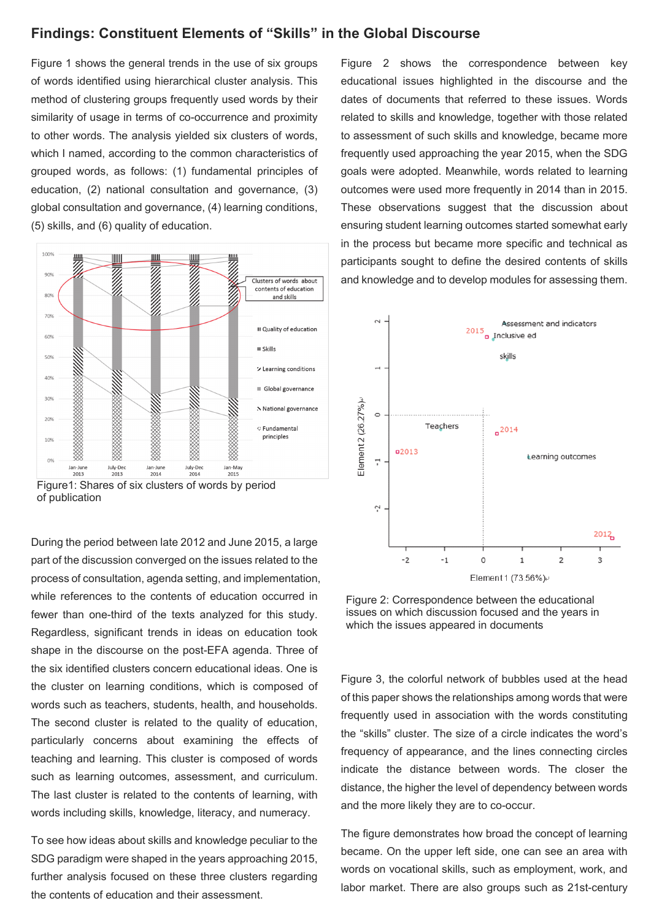## Findings: Constituent Elements of "Skills" in the Global Discourse

Figure 1 shows the general trends in the use of six groups of words identified using hierarchical cluster analysis. This method of clustering groups frequently used words by their similarity of usage in terms of co-occurrence and proximity to other words. The analysis yielded six clusters of words, which I named, according to the common characteristics of grouped words, as follows: (1) fundamental principles of education, (2) national consultation and governance, (3) global consultation and governance, (4) learning conditions, (5) skills, and (6) quality of education.

100%
90%
80%
70%
60%
50%
40%
30%
20%
10%
0%

Jan-June 2013
July-Dec 2013
Jan-June 2014
July-Dec 2014
Jan-May 2015

Clusters of words about contents of education and skills

Quality of education
Skills
Learning conditions
Global governance
National governance
Fundamental principles

Figure1: Shares of six clusters of words by period of publication

During the period between late 2012 and June 2015, a large part of the discussion converged on the issues related to the process of consultation, agenda setting, and implementation, while references to the contents of education occurred in fewer than one-third of the texts analyzed for this study. Regardless, significant trends in ideas on education took shape in the discourse on the post-EFA agenda. Three of the six identified clusters concern educational ideas. One is the cluster on learning conditions, which is composed of words such as teachers, students, health, and households. The second cluster is related to the quality of education, particularly concerns about examining the effects of teaching and learning. This cluster is composed of words such as learning outcomes, assessment, and curriculum. The last cluster is related to the contents of learning, with words including skills, knowledge, literacy, and numeracy.

To see how ideas about skills and knowledge peculiar to the SDG paradigm were shaped in the years approaching 2015, further analysis focused on these three clusters regarding the contents of education and their assessment.

Figure 2 shows the correspondence between key educational issues highlighted in the discourse and the dates of documents that referred to these issues. Words related to skills and knowledge, together with those related to assessment of such skills and knowledge, became more frequently used approaching the year 2015, when the SDG goals were adopted. Meanwhile, words related to learning outcomes were used more frequently in 2014 than in 2015. These observations suggest that the discussion about ensuring student learning outcomes started somewhat early in the process but became more specific and technical as participants sought to define the desired contents of skills and knowledge and to develop modules for assessing them.

Assessment and indicators
2015
Inclusive ed
skills
Teachers
2014
2013
Learning outcomes
2012
Element 2 (26.27%)
Element 1 (73.56%)
2
1
0
-1
-2
-2 -1 0 1 2 3

Figure 2: Correspondence between the educational issues on which discussion focused and the years in which the issues appeared in documents

Figure 3, the colorful network of bubbles used at the head of this paper shows the relationships among words that were frequently used in association with the words constituting the "skills" cluster. The size of a circle indicates the word's frequency of appearance, and the lines connecting circles indicate the distance between words. The closer the distance, the higher the level of dependency between words and the more likely they are to co-occur.

The figure demonstrates how broad the concept of learning became. On the upper left side, one can see an area with words on vocational skills, such as employment, work, and labor market. There are also groups such as 21st-century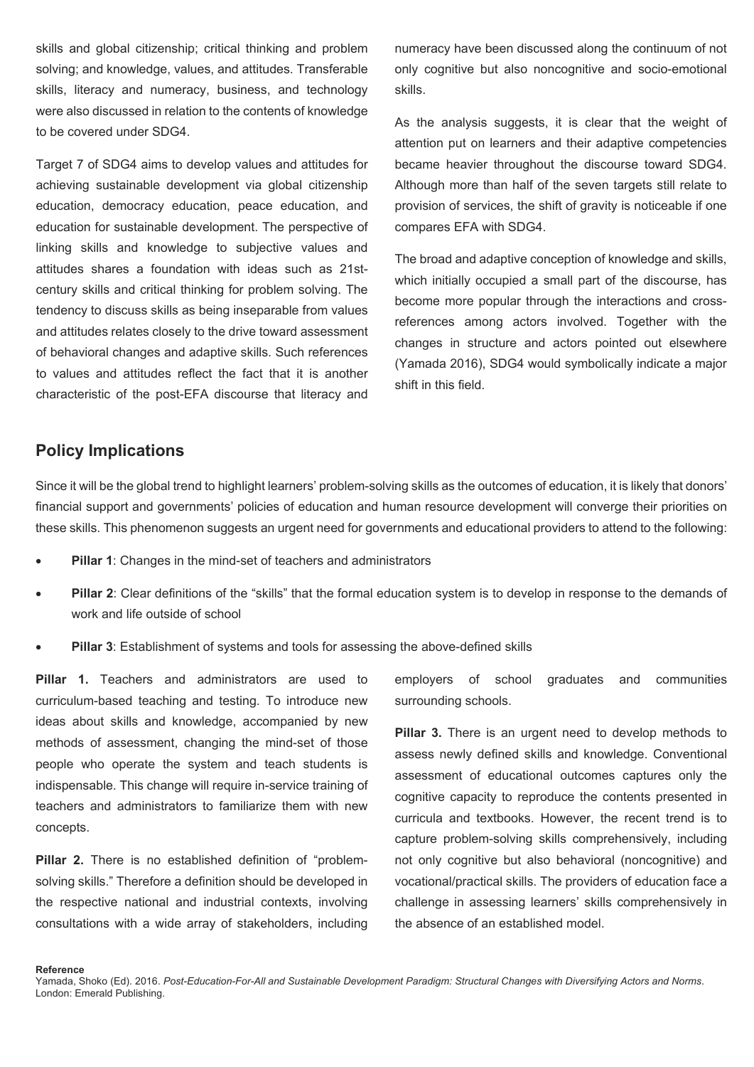skills and global citizenship; critical thinking and problem solving; and knowledge, values, and attitudes. Transferable skills, literacy and numeracy, business, and technology were also discussed in relation to the contents of knowledge to be covered under SDG4.

Target 7 of SDG4 aims to develop values and attitudes for achieving sustainable development via global citizenship education, democracy education, peace education, and education for sustainable development. The perspective of linking skills and knowledge to subjective values and attitudes shares a foundation with ideas such as 21st-century skills and critical thinking for problem solving. The tendency to discuss skills as being inseparable from values and attitudes relates closely to the drive toward assessment of behavioral changes and adaptive skills. Such references to values and attitudes reflect the fact that it is another characteristic of the post-EFA discourse that literacy and numeracy have been discussed along the continuum of not only cognitive but also noncognitive and socio-emotional skills.

As the analysis suggests, it is clear that the weight of attention put on learners and their adaptive competencies became heavier throughout the discourse toward SDG4. Although more than half of the seven targets still relate to provision of services, the shift of gravity is noticeable if one compares EFA with SDG4.

The broad and adaptive conception of knowledge and skills, which initially occupied a small part of the discourse, has become more popular through the interactions and cross-references among actors involved. Together with the changes in structure and actors pointed out elsewhere (Yamada 2016), SDG4 would symbolically indicate a major shift in this field.

## Policy Implications

Since it will be the global trend to highlight learners' problem-solving skills as the outcomes of education, it is likely that donors' financial support and governments' policies of education and human resource development will converge their priorities on these skills. This phenomenon suggests an urgent need for governments and educational providers to attend to the following:

- **Pillar 1**: Changes in the mind-set of teachers and administrators
- **Pillar 2**: Clear definitions of the "skills" that the formal education system is to develop in response to the demands of work and life outside of school
- **Pillar 3**: Establishment of systems and tools for assessing the above-defined skills

**Pillar 1.** Teachers and administrators are used to curriculum-based teaching and testing. To introduce new ideas about skills and knowledge, accompanied by new methods of assessment, changing the mind-set of those people who operate the system and teach students is indispensable. This change will require in-service training of teachers and administrators to familiarize them with new concepts.

**Pillar 2.** There is no established definition of "problem-solving skills." Therefore a definition should be developed in the respective national and industrial contexts, involving consultations with a wide array of stakeholders, including employers of school graduates and communities surrounding schools.

**Pillar 3.** There is an urgent need to develop methods to assess newly defined skills and knowledge. Conventional assessment of educational outcomes captures only the cognitive capacity to reproduce the contents presented in curricula and textbooks. However, the recent trend is to capture problem-solving skills comprehensively, including not only cognitive but also behavioral (noncognitive) and vocational/practical skills. The providers of education face a challenge in assessing learners' skills comprehensively in the absence of an established model.

**Reference**

Yamada, Shoko (Ed). 2016. *Post-Education-For-All and Sustainable Development Paradigm: Structural Changes with Diversifying Actors and Norms*. London: Emerald Publishing.